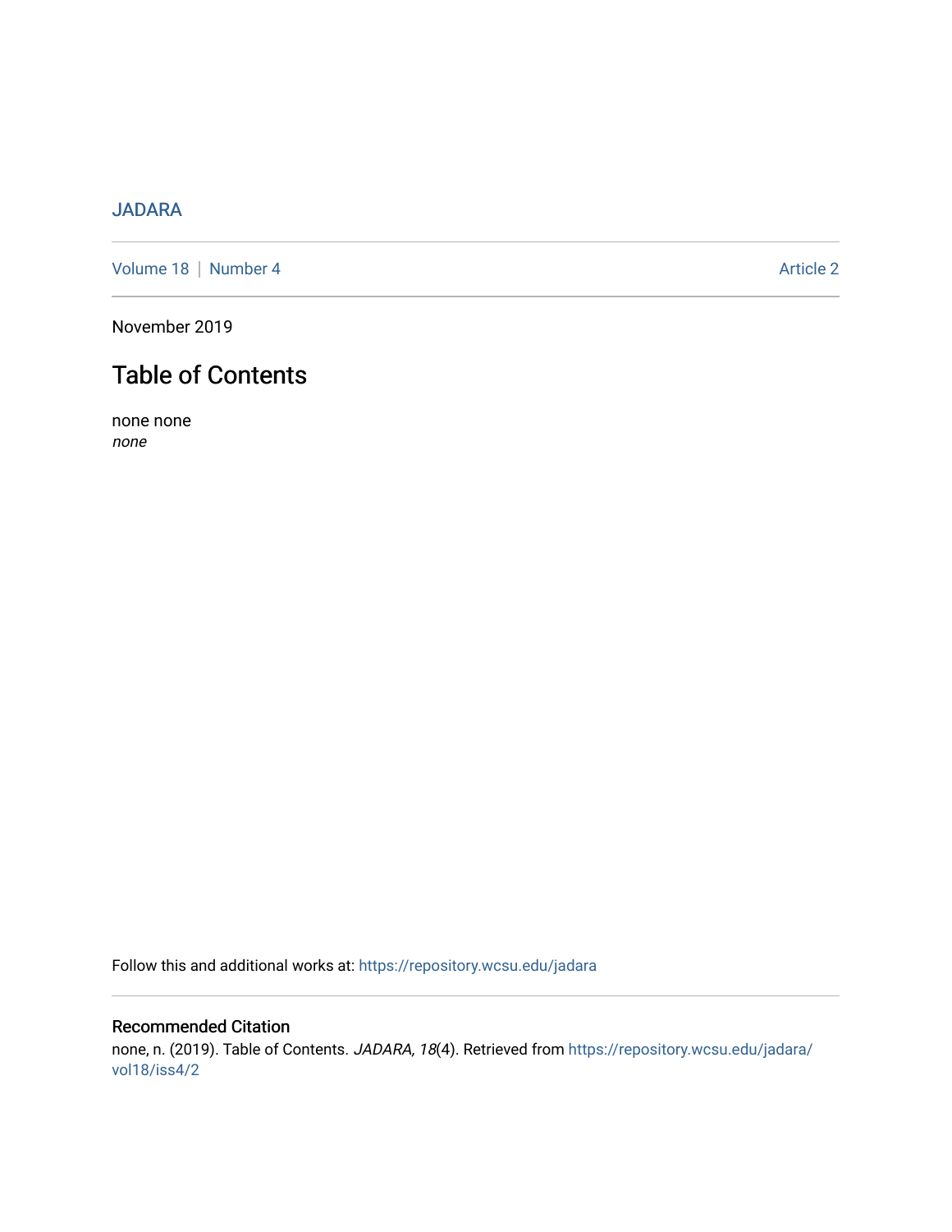JADARA

Volume 18 | Number 4 Article 2

November 2019

# Table of Contents

none none
*none*

Follow this and additional works at: https://repository.wcsu.edu/jadara

## Recommended Citation

none, n. (2019). Table of Contents. *JADARA, 18*(4). Retrieved from https://repository.wcsu.edu/jadara/vol18/iss4/2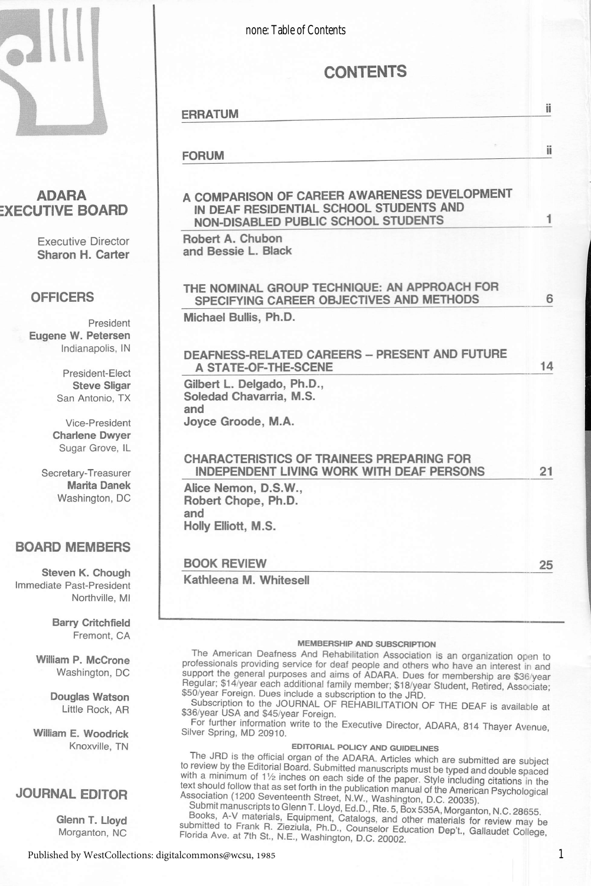# CONTENTS

| | |
|---|---|
| **ERRATUM** | ii |
| **FORUM** | ii |
| **A COMPARISON OF CAREER AWARENESS DEVELOPMENT IN DEAF RESIDENTIAL SCHOOL STUDENTS AND NON-DISABLED PUBLIC SCHOOL STUDENTS** — Robert A. Chubon and Bessie L. Black | 1 |
| **THE NOMINAL GROUP TECHNIQUE: AN APPROACH FOR SPECIFYING CAREER OBJECTIVES AND METHODS** — Michael Bullis, Ph.D. | 6 |
| **DEAFNESS-RELATED CAREERS – PRESENT AND FUTURE A STATE-OF-THE-SCENE** — Gilbert L. Delgado, Ph.D., Soledad Chavarria, M.S. and Joyce Groode, M.A. | 14 |
| **CHARACTERISTICS OF TRAINEES PREPARING FOR INDEPENDENT LIVING WORK WITH DEAF PERSONS** — Alice Nemon, D.S.W., Robert Chope, Ph.D. and Holly Elliott, M.S. | 21 |
| **BOOK REVIEW** — Kathleena M. Whitesell | 25 |

## ADARA EXECUTIVE BOARD

Executive Director
**Sharon H. Carter**

### OFFICERS

President
**Eugene W. Petersen**
Indianapolis, IN

President-Elect
**Steve Sligar**
San Antonio, TX

Vice-President
**Charlene Dwyer**
Sugar Grove, IL

Secretary-Treasurer
**Marita Danek**
Washington, DC

### BOARD MEMBERS

**Steven K. Chough**
Immediate Past-President
Northville, MI

**Barry Critchfield**
Fremont, CA

**William P. McCrone**
Washington, DC

**Douglas Watson**
Little Rock, AR

**William E. Woodrick**
Knoxville, TN

### JOURNAL EDITOR

**Glenn T. Lloyd**
Morganton, NC

### MEMBERSHIP AND SUBSCRIPTION

The American Deafness And Rehabilitation Association is an organization open to professionals providing service for deaf people and others who have an interest in and support the general purposes and aims of ADARA. Dues for membership are $36/year Regular; $14/year each additional family member; $18/year Student, Retired, Associate; $50/year Foreign. Dues include a subscription to the JRD.

Subscription to the JOURNAL OF REHABILITATION OF THE DEAF is available at $36/year USA and $45/year Foreign.

For further information write to the Executive Director, ADARA, 814 Thayer Avenue, Silver Spring, MD 20910.

### EDITORIAL POLICY AND GUIDELINES

The JRD is the official organ of the ADARA. Articles which are submitted are subject to review by the Editorial Board. Submitted manuscripts must be typed and double spaced with a minimum of 1½ inches on each side of the paper. Style including citations in the text should follow that as set forth in the publication manual of the American Psychological Association (1200 Seventeenth Street, N.W., Washington, D.C. 20035).

Submit manuscripts to Glenn T. Lloyd, Ed.D., Rte. 5, Box 535A, Morganton, N.C. 28655.

Books, A-V materials, Equipment, Catalogs, and other materials for review may be submitted to Frank R. Zieziula, Ph.D., Counselor Education Dep't., Gallaudet College, Florida Ave. at 7th St., N.E., Washington, D.C. 20002.